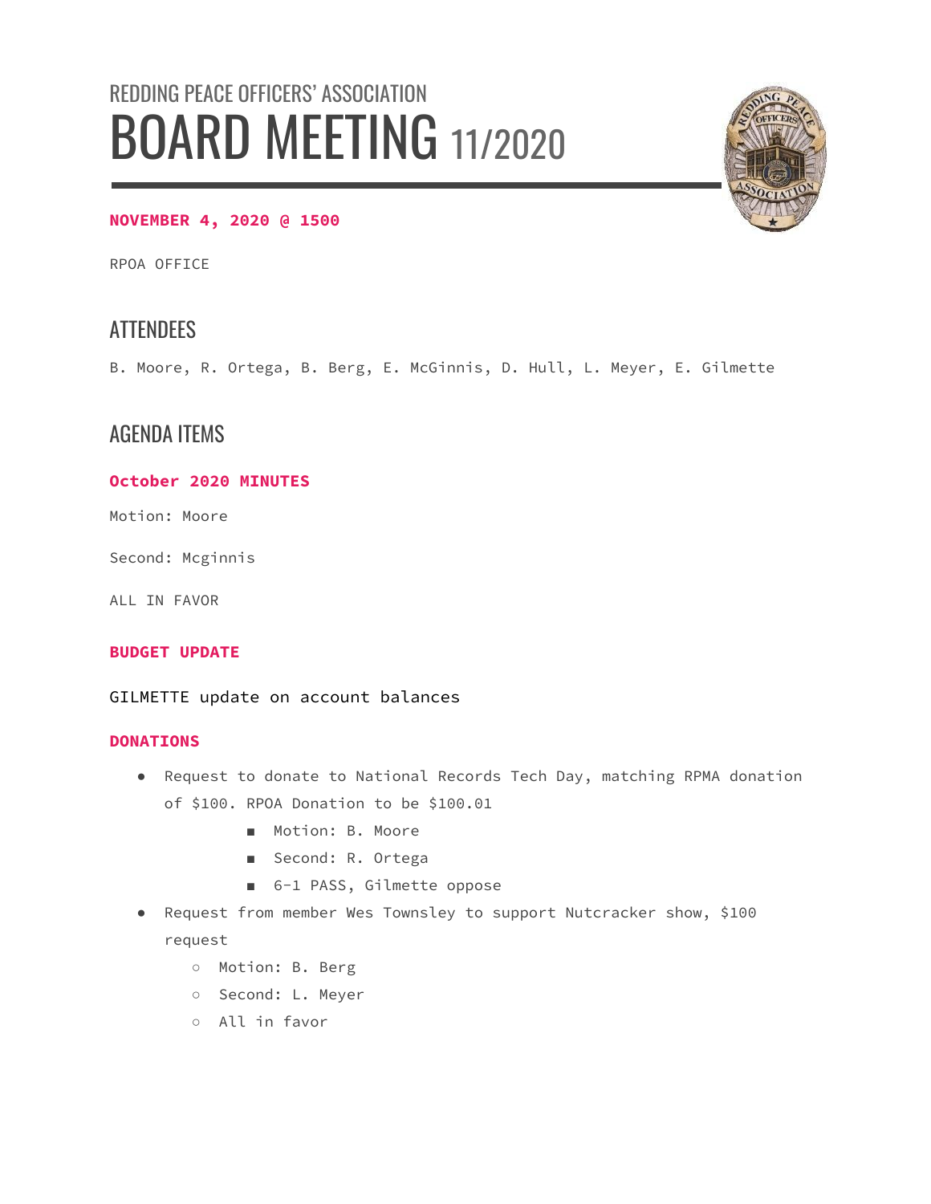# REDDING PEACE OFFICERS' ASSOCIATION
# BOARD MEETING 11/2020

**NOVEMBER 4, 2020 @ 1500**

RPOA OFFICE

## ATTENDEES

B. Moore, R. Ortega, B. Berg, E. McGinnis, D. Hull, L. Meyer, E. Gilmette

## AGENDA ITEMS

**October 2020 MINUTES**

Motion: Moore

Second: Mcginnis

ALL IN FAVOR

**BUDGET UPDATE**

GILMETTE update on account balances

**DONATIONS**

- Request to donate to National Records Tech Day, matching RPMA donation of $100. RPOA Donation to be $100.01
    - Motion: B. Moore
    - Second: R. Ortega
    - 6-1 PASS, Gilmette oppose
- Request from member Wes Townsley to support Nutcracker show, $100 request
    - Motion: B. Berg
    - Second: L. Meyer
    - All in favor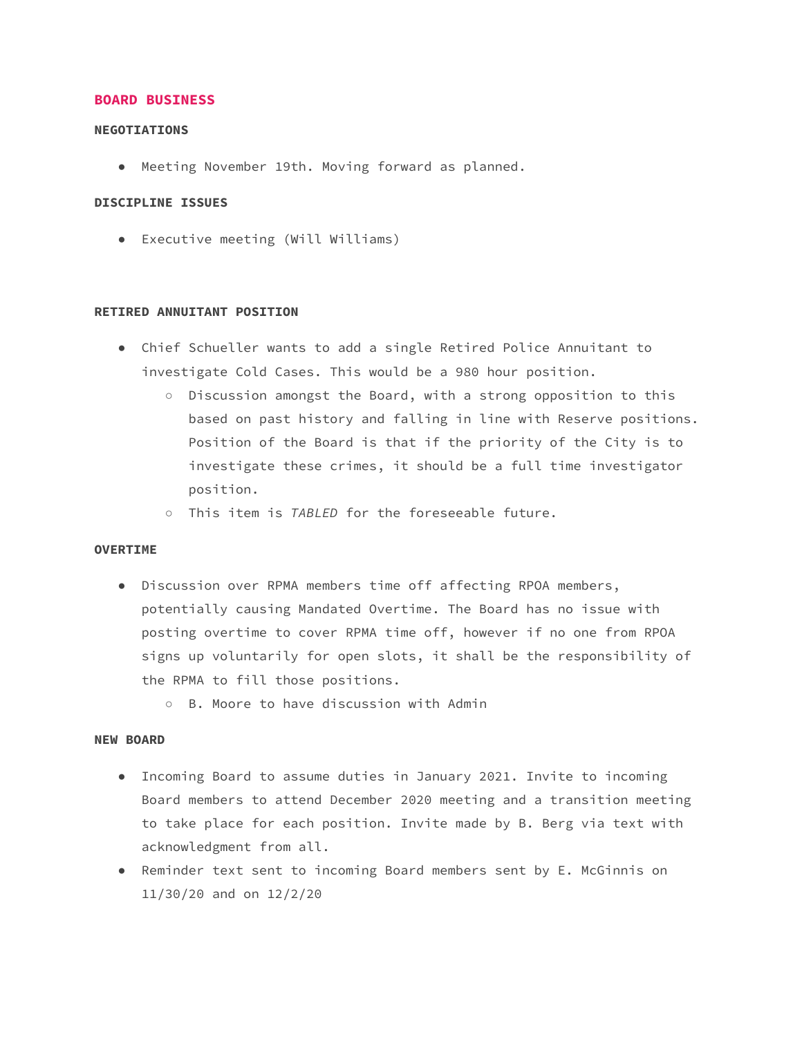## BOARD BUSINESS

### NEGOTIATIONS

- Meeting November 19th. Moving forward as planned.

### DISCIPLINE ISSUES

- Executive meeting (Will Williams)

### RETIRED ANNUITANT POSITION

- Chief Schueller wants to add a single Retired Police Annuitant to investigate Cold Cases. This would be a 980 hour position.
  - Discussion amongst the Board, with a strong opposition to this based on past history and falling in line with Reserve positions. Position of the Board is that if the priority of the City is to investigate these crimes, it should be a full time investigator position.
  - This item is *TABLED* for the foreseeable future.

### OVERTIME

- Discussion over RPMA members time off affecting RPOA members, potentially causing Mandated Overtime. The Board has no issue with posting overtime to cover RPMA time off, however if no one from RPOA signs up voluntarily for open slots, it shall be the responsibility of the RPMA to fill those positions.
  - B. Moore to have discussion with Admin

### NEW BOARD

- Incoming Board to assume duties in January 2021. Invite to incoming Board members to attend December 2020 meeting and a transition meeting to take place for each position. Invite made by B. Berg via text with acknowledgment from all.
- Reminder text sent to incoming Board members sent by E. McGinnis on 11/30/20 and on 12/2/20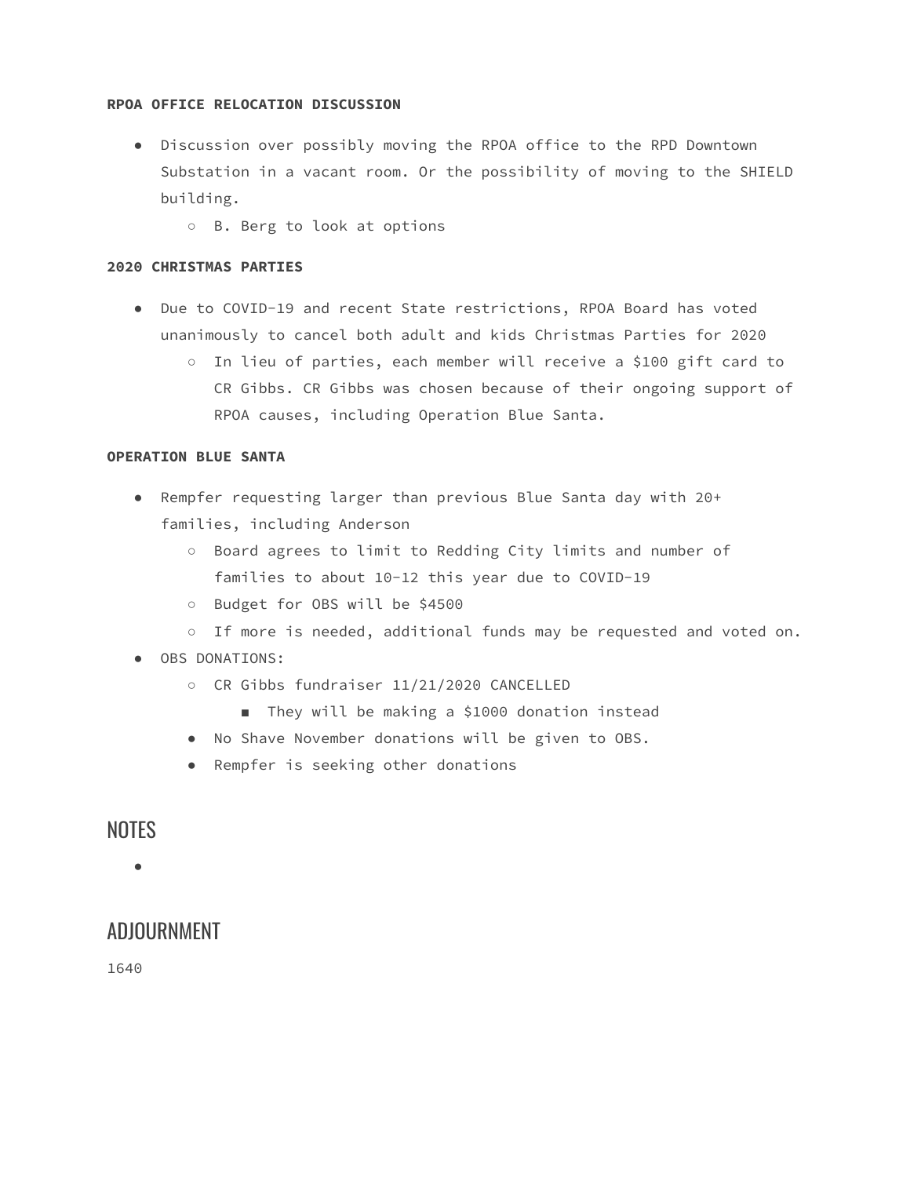**RPOA OFFICE RELOCATION DISCUSSION**

- Discussion over possibly moving the RPOA office to the RPD Downtown Substation in a vacant room. Or the possibility of moving to the SHIELD building.
  - B. Berg to look at options

**2020 CHRISTMAS PARTIES**

- Due to COVID-19 and recent State restrictions, RPOA Board has voted unanimously to cancel both adult and kids Christmas Parties for 2020
  - In lieu of parties, each member will receive a $100 gift card to CR Gibbs. CR Gibbs was chosen because of their ongoing support of RPOA causes, including Operation Blue Santa.

**OPERATION BLUE SANTA**

- Rempfer requesting larger than previous Blue Santa day with 20+ families, including Anderson
  - Board agrees to limit to Redding City limits and number of families to about 10-12 this year due to COVID-19
  - Budget for OBS will be $4500
  - If more is needed, additional funds may be requested and voted on.
- OBS DONATIONS:
  - CR Gibbs fundraiser 11/21/2020 CANCELLED
    - They will be making a $1000 donation instead
  - No Shave November donations will be given to OBS.
  - Rempfer is seeking other donations

## NOTES

- 

## ADJOURNMENT

1640